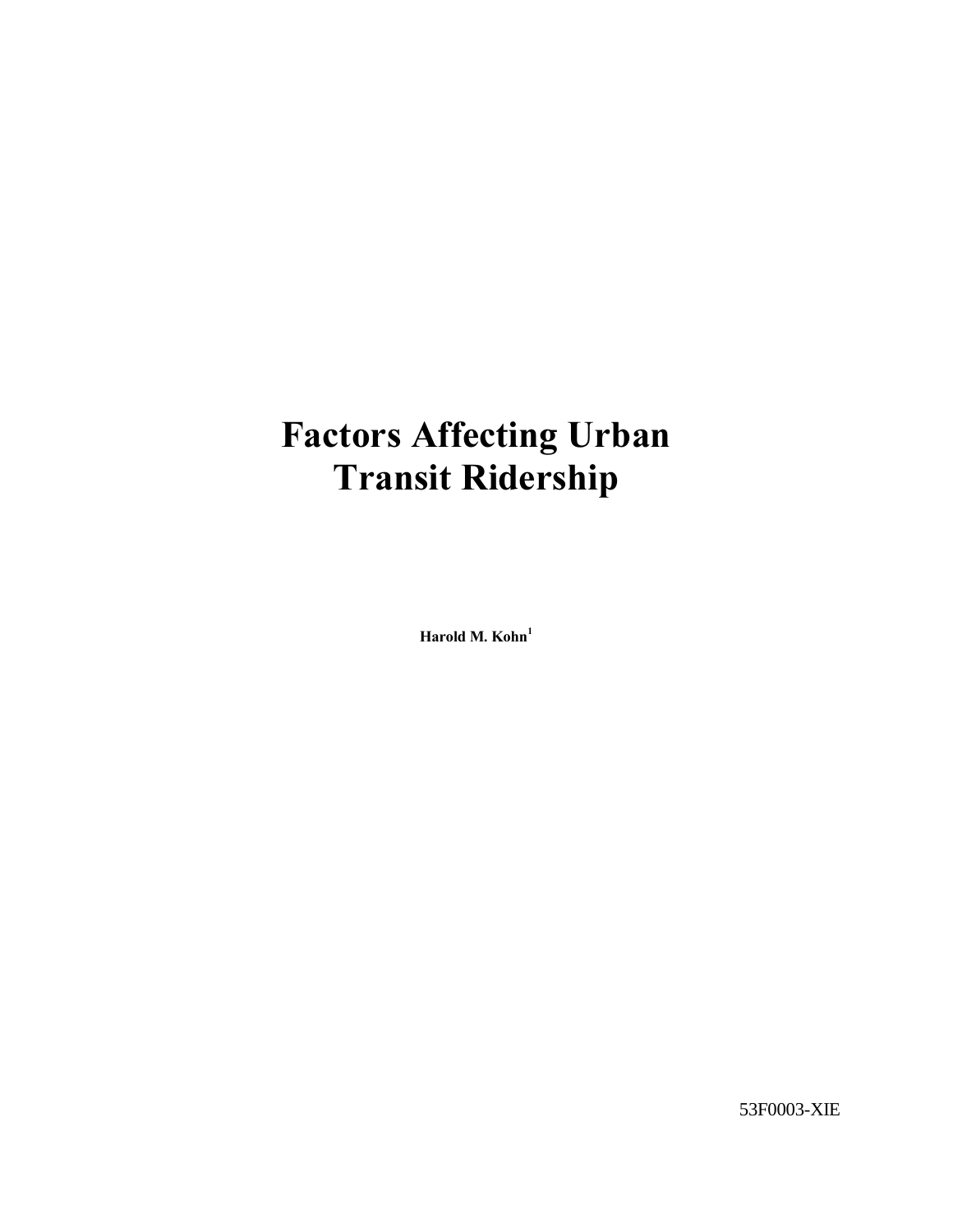# Factors Affecting Urban Transit Ridership

**Harold M. Kohn**[1]

53F0003-XIE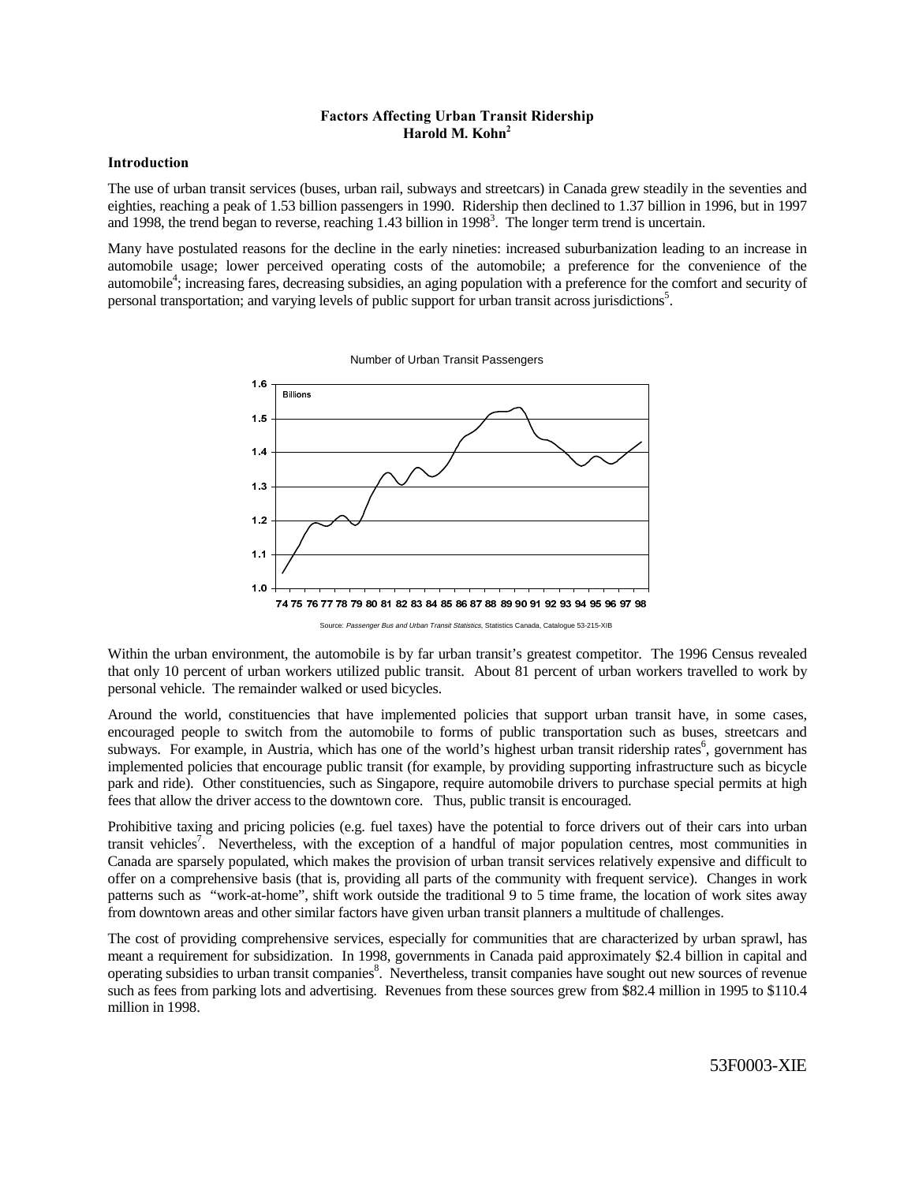**Factors Affecting Urban Transit Ridership**
**Harold M. Kohn[2]**

### Introduction

The use of urban transit services (buses, urban rail, subways and streetcars) in Canada grew steadily in the seventies and eighties, reaching a peak of 1.53 billion passengers in 1990. Ridership then declined to 1.37 billion in 1996, but in 1997 and 1998, the trend began to reverse, reaching 1.43 billion in 1998[3]. The longer term trend is uncertain.

Many have postulated reasons for the decline in the early nineties: increased suburbanization leading to an increase in automobile usage; lower perceived operating costs of the automobile; a preference for the convenience of the automobile[4]; increasing fares, decreasing subsidies, an aging population with a preference for the comfort and security of personal transportation; and varying levels of public support for urban transit across jurisdictions[5].

Number of Urban Transit Passengers

Source: *Passenger Bus and Urban Transit Statistics*, Statistics Canada, Catalogue 53-215-XIB

Within the urban environment, the automobile is by far urban transit's greatest competitor. The 1996 Census revealed that only 10 percent of urban workers utilized public transit. About 81 percent of urban workers travelled to work by personal vehicle. The remainder walked or used bicycles.

Around the world, constituencies that have implemented policies that support urban transit have, in some cases, encouraged people to switch from the automobile to forms of public transportation such as buses, streetcars and subways. For example, in Austria, which has one of the world's highest urban transit ridership rates[6], government has implemented policies that encourage public transit (for example, by providing supporting infrastructure such as bicycle park and ride). Other constituencies, such as Singapore, require automobile drivers to purchase special permits at high fees that allow the driver access to the downtown core. Thus, public transit is encouraged.

Prohibitive taxing and pricing policies (e.g. fuel taxes) have the potential to force drivers out of their cars into urban transit vehicles[7]. Nevertheless, with the exception of a handful of major population centres, most communities in Canada are sparsely populated, which makes the provision of urban transit services relatively expensive and difficult to offer on a comprehensive basis (that is, providing all parts of the community with frequent service). Changes in work patterns such as "work-at-home", shift work outside the traditional 9 to 5 time frame, the location of work sites away from downtown areas and other similar factors have given urban transit planners a multitude of challenges.

The cost of providing comprehensive services, especially for communities that are characterized by urban sprawl, has meant a requirement for subsidization. In 1998, governments in Canada paid approximately \$2.4 billion in capital and operating subsidies to urban transit companies[8]. Nevertheless, transit companies have sought out new sources of revenue such as fees from parking lots and advertising. Revenues from these sources grew from \$82.4 million in 1995 to \$110.4 million in 1998.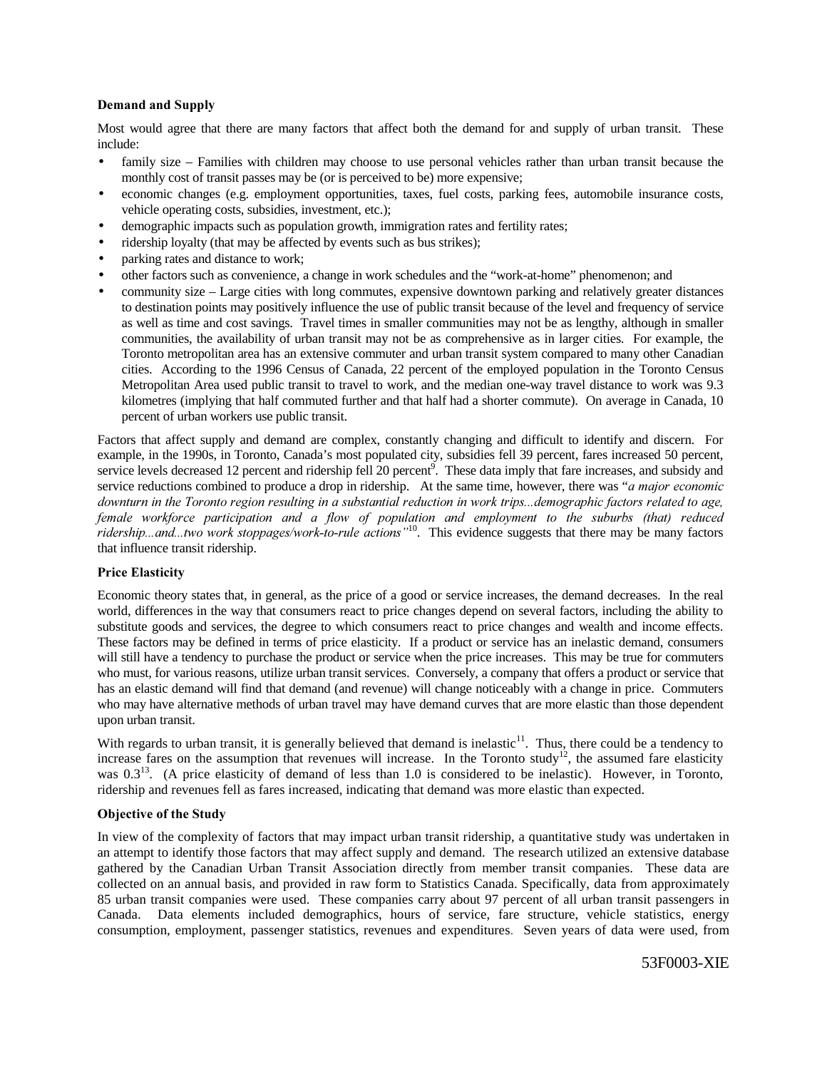**Demand and Supply**

Most would agree that there are many factors that affect both the demand for and supply of urban transit. These include:

- family size – Families with children may choose to use personal vehicles rather than urban transit because the monthly cost of transit passes may be (or is perceived to be) more expensive;
- economic changes (e.g. employment opportunities, taxes, fuel costs, parking fees, automobile insurance costs, vehicle operating costs, subsidies, investment, etc.);
- demographic impacts such as population growth, immigration rates and fertility rates;
- ridership loyalty (that may be affected by events such as bus strikes);
- parking rates and distance to work;
- other factors such as convenience, a change in work schedules and the "work-at-home" phenomenon; and
- community size – Large cities with long commutes, expensive downtown parking and relatively greater distances to destination points may positively influence the use of public transit because of the level and frequency of service as well as time and cost savings. Travel times in smaller communities may not be as lengthy, although in smaller communities, the availability of urban transit may not be as comprehensive as in larger cities. For example, the Toronto metropolitan area has an extensive commuter and urban transit system compared to many other Canadian cities. According to the 1996 Census of Canada, 22 percent of the employed population in the Toronto Census Metropolitan Area used public transit to travel to work, and the median one-way travel distance to work was 9.3 kilometres (implying that half commuted further and that half had a shorter commute). On average in Canada, 10 percent of urban workers use public transit.

Factors that affect supply and demand are complex, constantly changing and difficult to identify and discern. For example, in the 1990s, in Toronto, Canada's most populated city, subsidies fell 39 percent, fares increased 50 percent, service levels decreased 12 percent and ridership fell 20 percent[9]. These data imply that fare increases, and subsidy and service reductions combined to produce a drop in ridership. At the same time, however, there was "*a major economic downturn in the Toronto region resulting in a substantial reduction in work trips...demographic factors related to age, female workforce participation and a flow of population and employment to the suburbs (that) reduced ridership...and...two work stoppages/work-to-rule actions*"[10]. This evidence suggests that there may be many factors that influence transit ridership.

**Price Elasticity**

Economic theory states that, in general, as the price of a good or service increases, the demand decreases. In the real world, differences in the way that consumers react to price changes depend on several factors, including the ability to substitute goods and services, the degree to which consumers react to price changes and wealth and income effects. These factors may be defined in terms of price elasticity. If a product or service has an inelastic demand, consumers will still have a tendency to purchase the product or service when the price increases. This may be true for commuters who must, for various reasons, utilize urban transit services. Conversely, a company that offers a product or service that has an elastic demand will find that demand (and revenue) will change noticeably with a change in price. Commuters who may have alternative methods of urban travel may have demand curves that are more elastic than those dependent upon urban transit.

With regards to urban transit, it is generally believed that demand is inelastic[11]. Thus, there could be a tendency to increase fares on the assumption that revenues will increase. In the Toronto study[12], the assumed fare elasticity was 0.3[13]. (A price elasticity of demand of less than 1.0 is considered to be inelastic). However, in Toronto, ridership and revenues fell as fares increased, indicating that demand was more elastic than expected.

**Objective of the Study**

In view of the complexity of factors that may impact urban transit ridership, a quantitative study was undertaken in an attempt to identify those factors that may affect supply and demand. The research utilized an extensive database gathered by the Canadian Urban Transit Association directly from member transit companies. These data are collected on an annual basis, and provided in raw form to Statistics Canada. Specifically, data from approximately 85 urban transit companies were used. These companies carry about 97 percent of all urban transit passengers in Canada. Data elements included demographics, hours of service, fare structure, vehicle statistics, energy consumption, employment, passenger statistics, revenues and expenditures. Seven years of data were used, from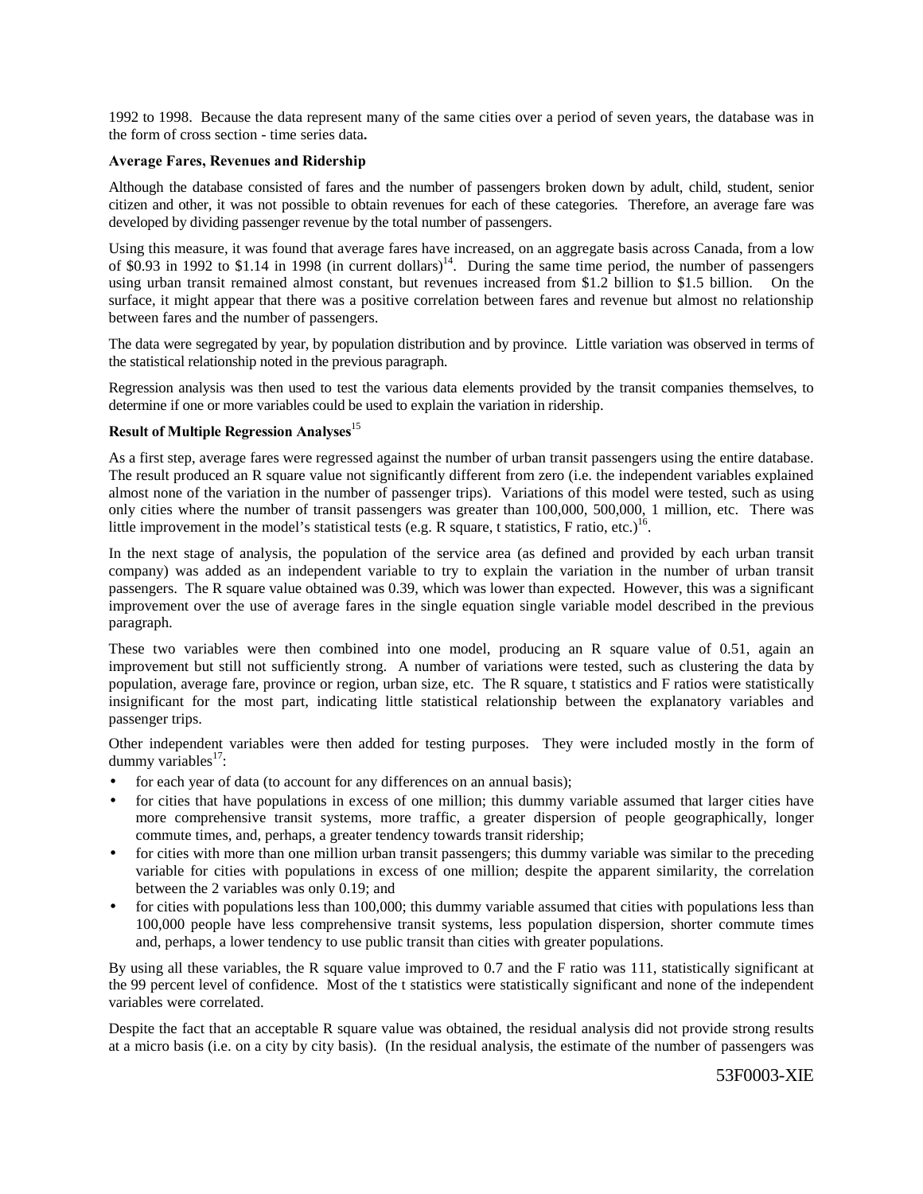1992 to 1998. Because the data represent many of the same cities over a period of seven years, the database was in the form of cross section - time series data**.**

**Average Fares, Revenues and Ridership**

Although the database consisted of fares and the number of passengers broken down by adult, child, student, senior citizen and other, it was not possible to obtain revenues for each of these categories. Therefore, an average fare was developed by dividing passenger revenue by the total number of passengers.

Using this measure, it was found that average fares have increased, on an aggregate basis across Canada, from a low of $0.93 in 1992 to $1.14 in 1998 (in current dollars)[14]. During the same time period, the number of passengers using urban transit remained almost constant, but revenues increased from $1.2 billion to $1.5 billion. On the surface, it might appear that there was a positive correlation between fares and revenue but almost no relationship between fares and the number of passengers.

The data were segregated by year, by population distribution and by province. Little variation was observed in terms of the statistical relationship noted in the previous paragraph.

Regression analysis was then used to test the various data elements provided by the transit companies themselves, to determine if one or more variables could be used to explain the variation in ridership.

**Result of Multiple Regression Analyses**[15]

As a first step, average fares were regressed against the number of urban transit passengers using the entire database. The result produced an R square value not significantly different from zero (i.e. the independent variables explained almost none of the variation in the number of passenger trips). Variations of this model were tested, such as using only cities where the number of transit passengers was greater than 100,000, 500,000, 1 million, etc. There was little improvement in the model's statistical tests (e.g. R square, t statistics, F ratio, etc.)[16].

In the next stage of analysis, the population of the service area (as defined and provided by each urban transit company) was added as an independent variable to try to explain the variation in the number of urban transit passengers. The R square value obtained was 0.39, which was lower than expected. However, this was a significant improvement over the use of average fares in the single equation single variable model described in the previous paragraph.

These two variables were then combined into one model, producing an R square value of 0.51, again an improvement but still not sufficiently strong. A number of variations were tested, such as clustering the data by population, average fare, province or region, urban size, etc. The R square, t statistics and F ratios were statistically insignificant for the most part, indicating little statistical relationship between the explanatory variables and passenger trips.

Other independent variables were then added for testing purposes. They were included mostly in the form of dummy variables[17]:

- for each year of data (to account for any differences on an annual basis);
- for cities that have populations in excess of one million; this dummy variable assumed that larger cities have more comprehensive transit systems, more traffic, a greater dispersion of people geographically, longer commute times, and, perhaps, a greater tendency towards transit ridership;
- for cities with more than one million urban transit passengers; this dummy variable was similar to the preceding variable for cities with populations in excess of one million; despite the apparent similarity, the correlation between the 2 variables was only 0.19; and
- for cities with populations less than 100,000; this dummy variable assumed that cities with populations less than 100,000 people have less comprehensive transit systems, less population dispersion, shorter commute times and, perhaps, a lower tendency to use public transit than cities with greater populations.

By using all these variables, the R square value improved to 0.7 and the F ratio was 111, statistically significant at the 99 percent level of confidence. Most of the t statistics were statistically significant and none of the independent variables were correlated.

Despite the fact that an acceptable R square value was obtained, the residual analysis did not provide strong results at a micro basis (i.e. on a city by city basis). (In the residual analysis, the estimate of the number of passengers was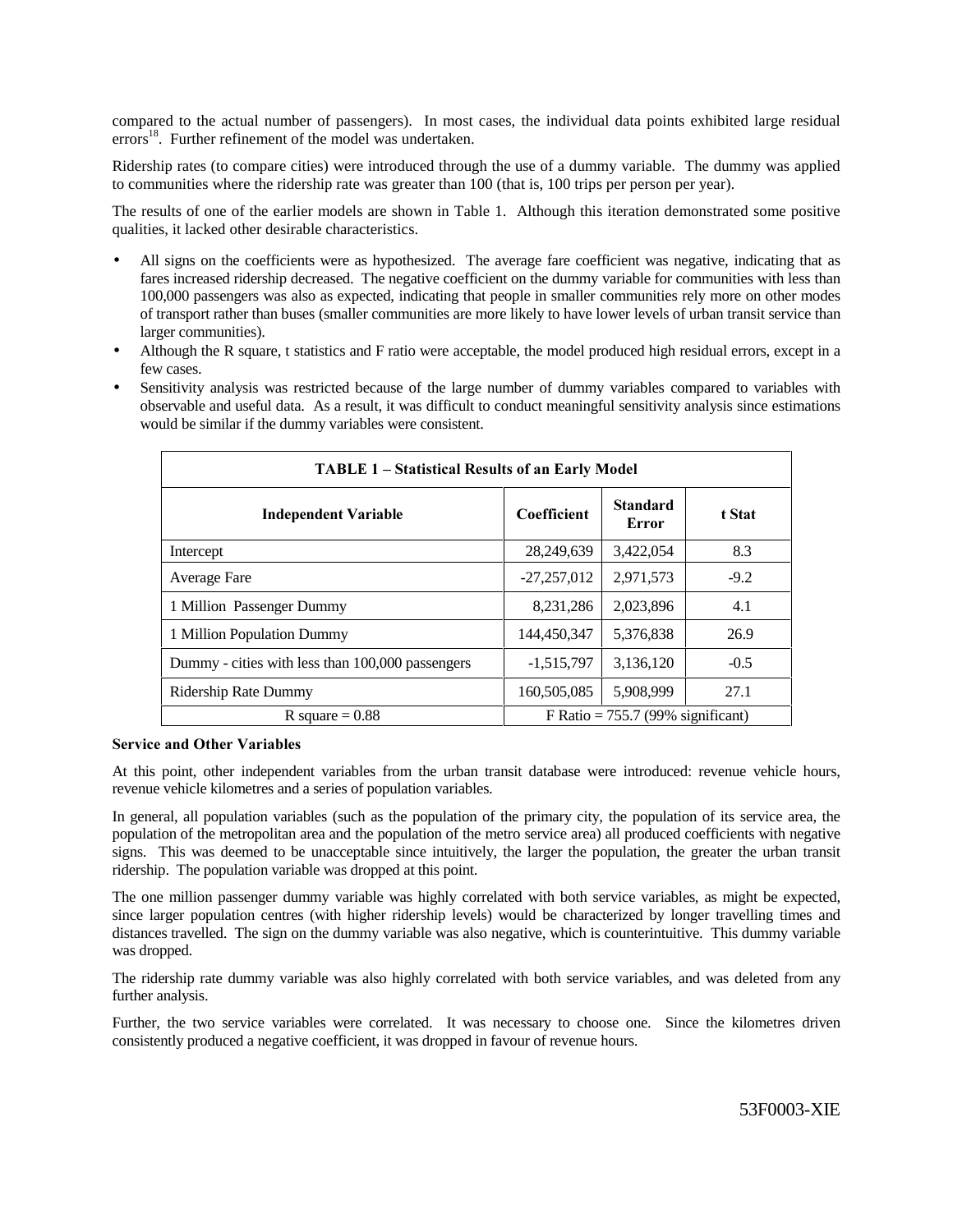compared to the actual number of passengers). In most cases, the individual data points exhibited large residual errors[18]. Further refinement of the model was undertaken.

Ridership rates (to compare cities) were introduced through the use of a dummy variable. The dummy was applied to communities where the ridership rate was greater than 100 (that is, 100 trips per person per year).

The results of one of the earlier models are shown in Table 1. Although this iteration demonstrated some positive qualities, it lacked other desirable characteristics.

- All signs on the coefficients were as hypothesized. The average fare coefficient was negative, indicating that as fares increased ridership decreased. The negative coefficient on the dummy variable for communities with less than 100,000 passengers was also as expected, indicating that people in smaller communities rely more on other modes of transport rather than buses (smaller communities are more likely to have lower levels of urban transit service than larger communities).
- Although the R square, t statistics and F ratio were acceptable, the model produced high residual errors, except in a few cases.
- Sensitivity analysis was restricted because of the large number of dummy variables compared to variables with observable and useful data. As a result, it was difficult to conduct meaningful sensitivity analysis since estimations would be similar if the dummy variables were consistent.

**TABLE 1 – Statistical Results of an Early Model**

| Independent Variable | Coefficient | Standard Error | t Stat |
|---|---|---|---|
| Intercept | 28,249,639 | 3,422,054 | 8.3 |
| Average Fare | -27,257,012 | 2,971,573 | -9.2 |
| 1 Million Passenger Dummy | 8,231,286 | 2,023,896 | 4.1 |
| 1 Million Population Dummy | 144,450,347 | 5,376,838 | 26.9 |
| Dummy - cities with less than 100,000 passengers | -1,515,797 | 3,136,120 | -0.5 |
| Ridership Rate Dummy | 160,505,085 | 5,908,999 | 27.1 |
| R square = 0.88 | F Ratio = 755.7 (99% significant) | | |

### Service and Other Variables

At this point, other independent variables from the urban transit database were introduced: revenue vehicle hours, revenue vehicle kilometres and a series of population variables.

In general, all population variables (such as the population of the primary city, the population of its service area, the population of the metropolitan area and the population of the metro service area) all produced coefficients with negative signs. This was deemed to be unacceptable since intuitively, the larger the population, the greater the urban transit ridership. The population variable was dropped at this point.

The one million passenger dummy variable was highly correlated with both service variables, as might be expected, since larger population centres (with higher ridership levels) would be characterized by longer travelling times and distances travelled. The sign on the dummy variable was also negative, which is counterintuitive. This dummy variable was dropped.

The ridership rate dummy variable was also highly correlated with both service variables, and was deleted from any further analysis.

Further, the two service variables were correlated. It was necessary to choose one. Since the kilometres driven consistently produced a negative coefficient, it was dropped in favour of revenue hours.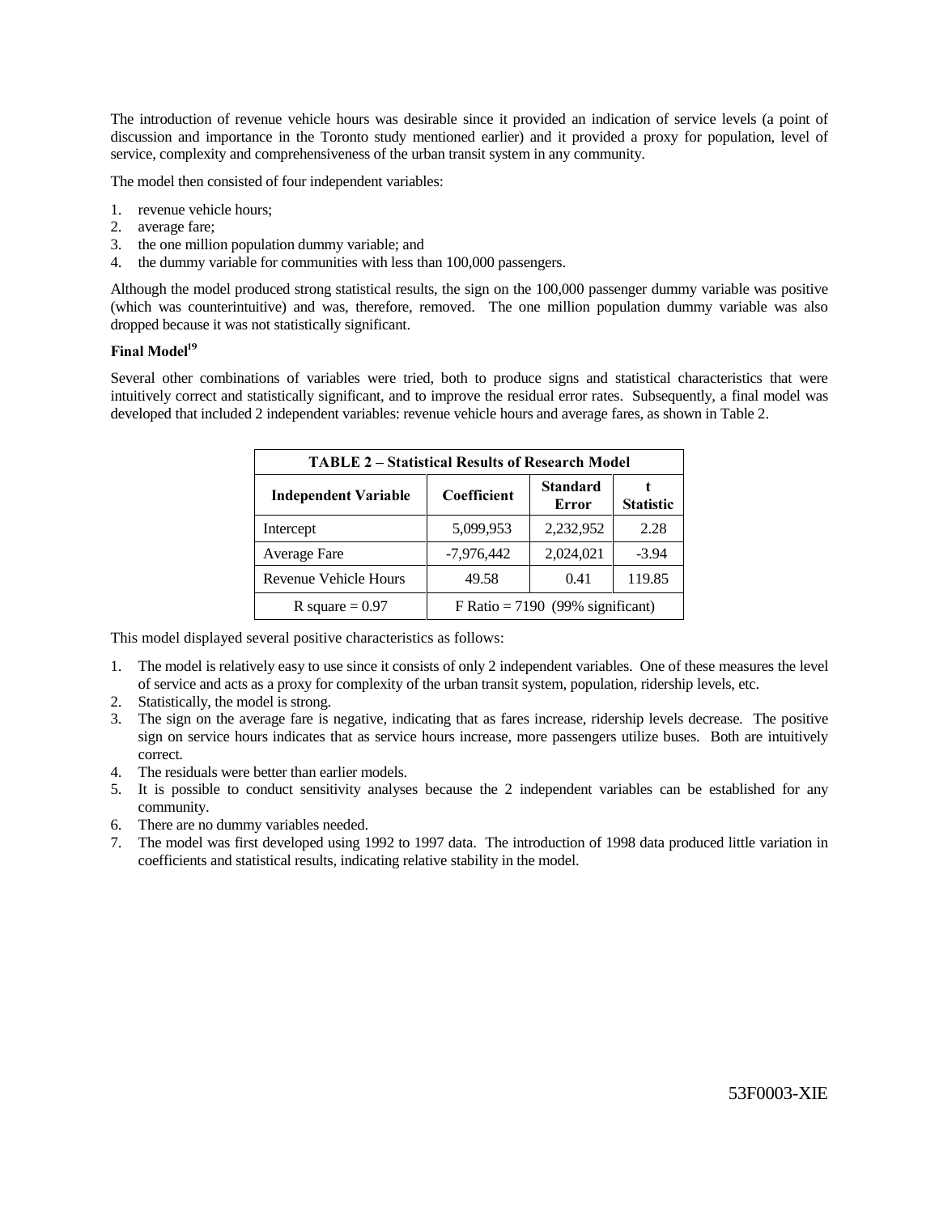The introduction of revenue vehicle hours was desirable since it provided an indication of service levels (a point of discussion and importance in the Toronto study mentioned earlier) and it provided a proxy for population, level of service, complexity and comprehensiveness of the urban transit system in any community.

The model then consisted of four independent variables:

1. revenue vehicle hours;
2. average fare;
3. the one million population dummy variable; and
4. the dummy variable for communities with less than 100,000 passengers.

Although the model produced strong statistical results, the sign on the 100,000 passenger dummy variable was positive (which was counterintuitive) and was, therefore, removed. The one million population dummy variable was also dropped because it was not statistically significant.

**Final Model[19]**

Several other combinations of variables were tried, both to produce signs and statistical characteristics that were intuitively correct and statistically significant, and to improve the residual error rates. Subsequently, a final model was developed that included 2 independent variables: revenue vehicle hours and average fares, as shown in Table 2.

**TABLE 2 – Statistical Results of Research Model**

| Independent Variable | Coefficient | Standard Error | t Statistic |
|---|---|---|---|
| Intercept | 5,099,953 | 2,232,952 | 2.28 |
| Average Fare | -7,976,442 | 2,024,021 | -3.94 |
| Revenue Vehicle Hours | 49.58 | 0.41 | 119.85 |
| R square = 0.97 | F Ratio = 7190 (99% significant) | | |

This model displayed several positive characteristics as follows:

1. The model is relatively easy to use since it consists of only 2 independent variables. One of these measures the level of service and acts as a proxy for complexity of the urban transit system, population, ridership levels, etc.
2. Statistically, the model is strong.
3. The sign on the average fare is negative, indicating that as fares increase, ridership levels decrease. The positive sign on service hours indicates that as service hours increase, more passengers utilize buses. Both are intuitively correct.
4. The residuals were better than earlier models.
5. It is possible to conduct sensitivity analyses because the 2 independent variables can be established for any community.
6. There are no dummy variables needed.
7. The model was first developed using 1992 to 1997 data. The introduction of 1998 data produced little variation in coefficients and statistical results, indicating relative stability in the model.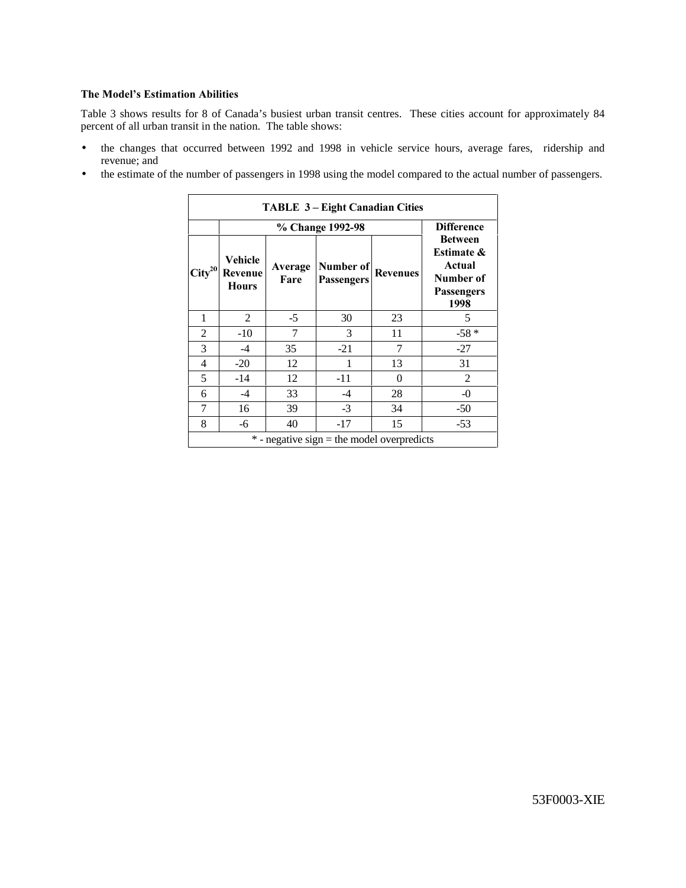### The Model's Estimation Abilities

Table 3 shows results for 8 of Canada's busiest urban transit centres. These cities account for approximately 84 percent of all urban transit in the nation. The table shows:

- the changes that occurred between 1992 and 1998 in vehicle service hours, average fares, ridership and revenue; and
- the estimate of the number of passengers in 1998 using the model compared to the actual number of passengers.

**TABLE 3 – Eight Canadian Cities**

| | % Change 1992-98 | | | | Difference |
|---|---|---|---|---|---|
| City[20] | Vehicle Revenue Hours | Average Fare | Number of Passengers | Revenues | Between Estimate & Actual Number of Passengers 1998 |
| 1 | 2 | -5 | 30 | 23 | 5 |
| 2 | -10 | 7 | 3 | 11 | -58 * |
| 3 | -4 | 35 | -21 | 7 | -27 |
| 4 | -20 | 12 | 1 | 13 | 31 |
| 5 | -14 | 12 | -11 | 0 | 2 |
| 6 | -4 | 33 | -4 | 28 | -0 |
| 7 | 16 | 39 | -3 | 34 | -50 |
| 8 | -6 | 40 | -17 | 15 | -53 |

* - negative sign = the model overpredicts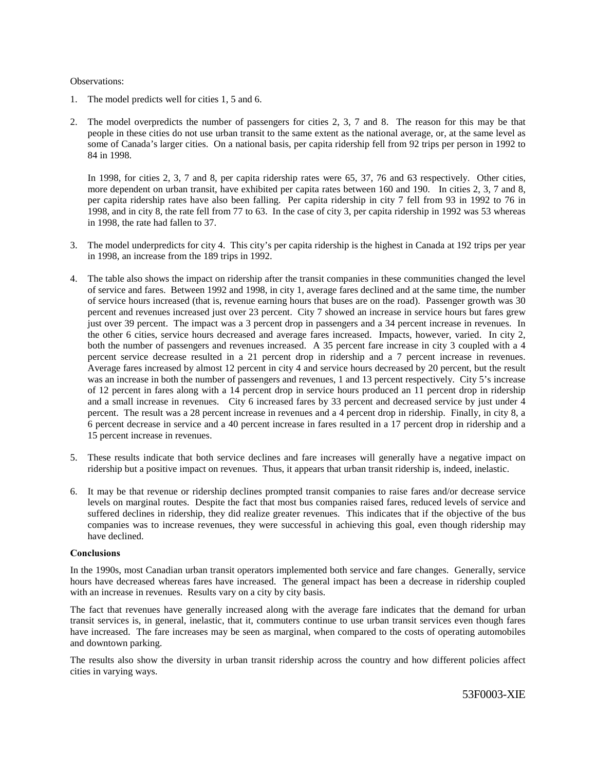Observations:

1. The model predicts well for cities 1, 5 and 6.

2. The model overpredicts the number of passengers for cities 2, 3, 7 and 8. The reason for this may be that people in these cities do not use urban transit to the same extent as the national average, or, at the same level as some of Canada's larger cities. On a national basis, per capita ridership fell from 92 trips per person in 1992 to 84 in 1998.

   In 1998, for cities 2, 3, 7 and 8, per capita ridership rates were 65, 37, 76 and 63 respectively. Other cities, more dependent on urban transit, have exhibited per capita rates between 160 and 190. In cities 2, 3, 7 and 8, per capita ridership rates have also been falling. Per capita ridership in city 7 fell from 93 in 1992 to 76 in 1998, and in city 8, the rate fell from 77 to 63. In the case of city 3, per capita ridership in 1992 was 53 whereas in 1998, the rate had fallen to 37.

3. The model underpredicts for city 4. This city's per capita ridership is the highest in Canada at 192 trips per year in 1998, an increase from the 189 trips in 1992.

4. The table also shows the impact on ridership after the transit companies in these communities changed the level of service and fares. Between 1992 and 1998, in city 1, average fares declined and at the same time, the number of service hours increased (that is, revenue earning hours that buses are on the road). Passenger growth was 30 percent and revenues increased just over 23 percent. City 7 showed an increase in service hours but fares grew just over 39 percent. The impact was a 3 percent drop in passengers and a 34 percent increase in revenues. In the other 6 cities, service hours decreased and average fares increased. Impacts, however, varied. In city 2, both the number of passengers and revenues increased. A 35 percent fare increase in city 3 coupled with a 4 percent service decrease resulted in a 21 percent drop in ridership and a 7 percent increase in revenues. Average fares increased by almost 12 percent in city 4 and service hours decreased by 20 percent, but the result was an increase in both the number of passengers and revenues, 1 and 13 percent respectively. City 5's increase of 12 percent in fares along with a 14 percent drop in service hours produced an 11 percent drop in ridership and a small increase in revenues. City 6 increased fares by 33 percent and decreased service by just under 4 percent. The result was a 28 percent increase in revenues and a 4 percent drop in ridership. Finally, in city 8, a 6 percent decrease in service and a 40 percent increase in fares resulted in a 17 percent drop in ridership and a 15 percent increase in revenues.

5. These results indicate that both service declines and fare increases will generally have a negative impact on ridership but a positive impact on revenues. Thus, it appears that urban transit ridership is, indeed, inelastic.

6. It may be that revenue or ridership declines prompted transit companies to raise fares and/or decrease service levels on marginal routes. Despite the fact that most bus companies raised fares, reduced levels of service and suffered declines in ridership, they did realize greater revenues. This indicates that if the objective of the bus companies was to increase revenues, they were successful in achieving this goal, even though ridership may have declined.

**Conclusions**

In the 1990s, most Canadian urban transit operators implemented both service and fare changes. Generally, service hours have decreased whereas fares have increased. The general impact has been a decrease in ridership coupled with an increase in revenues. Results vary on a city by city basis.

The fact that revenues have generally increased along with the average fare indicates that the demand for urban transit services is, in general, inelastic, that it, commuters continue to use urban transit services even though fares have increased. The fare increases may be seen as marginal, when compared to the costs of operating automobiles and downtown parking.

The results also show the diversity in urban transit ridership across the country and how different policies affect cities in varying ways.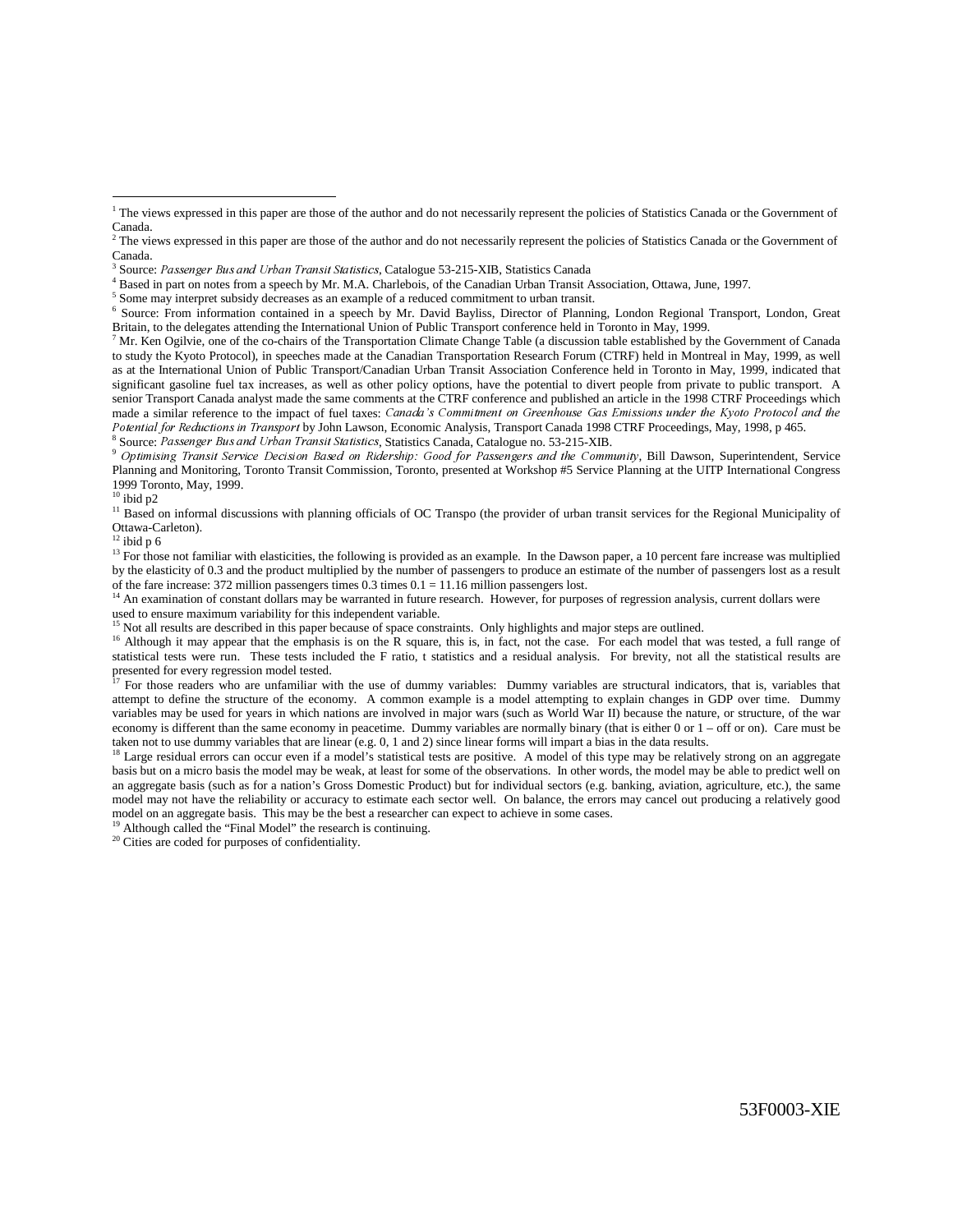[1] The views expressed in this paper are those of the author and do not necessarily represent the policies of Statistics Canada or the Government of Canada.

[2] The views expressed in this paper are those of the author and do not necessarily represent the policies of Statistics Canada or the Government of Canada.

[3] Source: *Passenger Bus and Urban Transit Statistics*, Catalogue 53-215-XIB, Statistics Canada

[4] Based in part on notes from a speech by Mr. M.A. Charlebois, of the Canadian Urban Transit Association, Ottawa, June, 1997.

[5] Some may interpret subsidy decreases as an example of a reduced commitment to urban transit.

[6] Source: From information contained in a speech by Mr. David Bayliss, Director of Planning, London Regional Transport, London, Great Britain, to the delegates attending the International Union of Public Transport conference held in Toronto in May, 1999.

[7] Mr. Ken Ogilvie, one of the co-chairs of the Transportation Climate Change Table (a discussion table established by the Government of Canada to study the Kyoto Protocol), in speeches made at the Canadian Transportation Research Forum (CTRF) held in Montreal in May, 1999, as well as at the International Union of Public Transport/Canadian Urban Transit Association Conference held in Toronto in May, 1999, indicated that significant gasoline fuel tax increases, as well as other policy options, have the potential to divert people from private to public transport. A senior Transport Canada analyst made the same comments at the CTRF conference and published an article in the 1998 CTRF Proceedings which made a similar reference to the impact of fuel taxes: *Canada's Commitment on Greenhouse Gas Emissions under the Kyoto Protocol and the Potential for Reductions in Transport* by John Lawson, Economic Analysis, Transport Canada 1998 CTRF Proceedings, May, 1998, p 465.

[8] Source: *Passenger Bus and Urban Transit Statistics*, Statistics Canada, Catalogue no. 53-215-XIB.

[9] *Optimising Transit Service Decision Based on Ridership: Good for Passengers and the Community*, Bill Dawson, Superintendent, Service Planning and Monitoring, Toronto Transit Commission, Toronto, presented at Workshop #5 Service Planning at the UITP International Congress 1999 Toronto, May, 1999.

[10] ibid p2

[11] Based on informal discussions with planning officials of OC Transpo (the provider of urban transit services for the Regional Municipality of Ottawa-Carleton).

[12] ibid p 6

[13] For those not familiar with elasticities, the following is provided as an example. In the Dawson paper, a 10 percent fare increase was multiplied by the elasticity of 0.3 and the product multiplied by the number of passengers to produce an estimate of the number of passengers lost as a result of the fare increase: 372 million passengers times 0.3 times 0.1 = 11.16 million passengers lost.

[14] An examination of constant dollars may be warranted in future research. However, for purposes of regression analysis, current dollars were used to ensure maximum variability for this independent variable.

[15] Not all results are described in this paper because of space constraints. Only highlights and major steps are outlined.

[16] Although it may appear that the emphasis is on the R square, this is, in fact, not the case. For each model that was tested, a full range of statistical tests were run. These tests included the F ratio, t statistics and a residual analysis. For brevity, not all the statistical results are presented for every regression model tested.

[17] For those readers who are unfamiliar with the use of dummy variables: Dummy variables are structural indicators, that is, variables that attempt to define the structure of the economy. A common example is a model attempting to explain changes in GDP over time. Dummy variables may be used for years in which nations are involved in major wars (such as World War II) because the nature, or structure, of the war economy is different than the same economy in peacetime. Dummy variables are normally binary (that is either 0 or 1 – off or on). Care must be taken not to use dummy variables that are linear (e.g. 0, 1 and 2) since linear forms will impart a bias in the data results.

[18] Large residual errors can occur even if a model's statistical tests are positive. A model of this type may be relatively strong on an aggregate basis but on a micro basis the model may be weak, at least for some of the observations. In other words, the model may be able to predict well on an aggregate basis (such as for a nation's Gross Domestic Product) but for individual sectors (e.g. banking, aviation, agriculture, etc.), the same model may not have the reliability or accuracy to estimate each sector well. On balance, the errors may cancel out producing a relatively good model on an aggregate basis. This may be the best a researcher can expect to achieve in some cases.

[19] Although called the "Final Model" the research is continuing.

[20] Cities are coded for purposes of confidentiality.